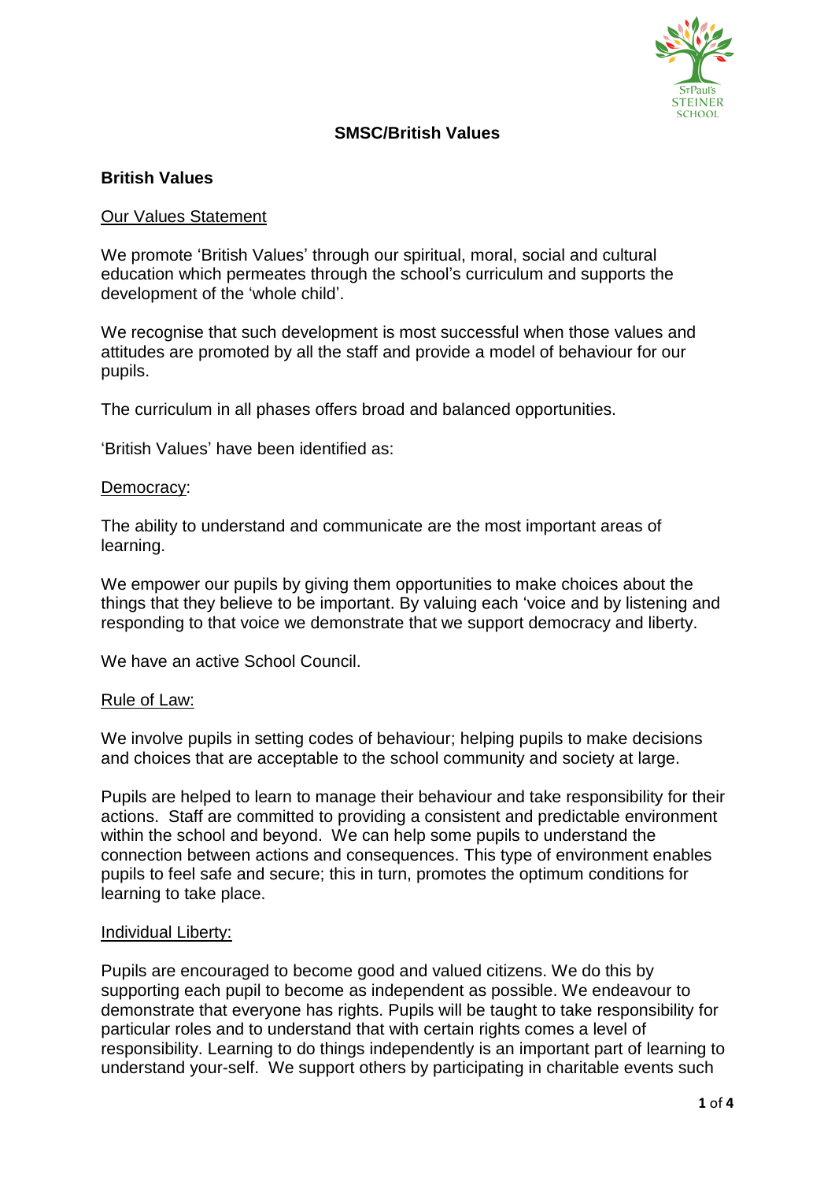# SMSC/British Values

## British Values

Our Values Statement

We promote 'British Values' through our spiritual, moral, social and cultural education which permeates through the school's curriculum and supports the development of the 'whole child'.

We recognise that such development is most successful when those values and attitudes are promoted by all the staff and provide a model of behaviour for our pupils.

The curriculum in all phases offers broad and balanced opportunities.

'British Values' have been identified as:

Democracy:

The ability to understand and communicate are the most important areas of learning.

We empower our pupils by giving them opportunities to make choices about the things that they believe to be important. By valuing each 'voice and by listening and responding to that voice we demonstrate that we support democracy and liberty.

We have an active School Council.

Rule of Law:

We involve pupils in setting codes of behaviour; helping pupils to make decisions and choices that are acceptable to the school community and society at large.

Pupils are helped to learn to manage their behaviour and take responsibility for their actions. Staff are committed to providing a consistent and predictable environment within the school and beyond. We can help some pupils to understand the connection between actions and consequences. This type of environment enables pupils to feel safe and secure; this in turn, promotes the optimum conditions for learning to take place.

Individual Liberty:

Pupils are encouraged to become good and valued citizens. We do this by supporting each pupil to become as independent as possible. We endeavour to demonstrate that everyone has rights. Pupils will be taught to take responsibility for particular roles and to understand that with certain rights comes a level of responsibility. Learning to do things independently is an important part of learning to understand your-self. We support others by participating in charitable events such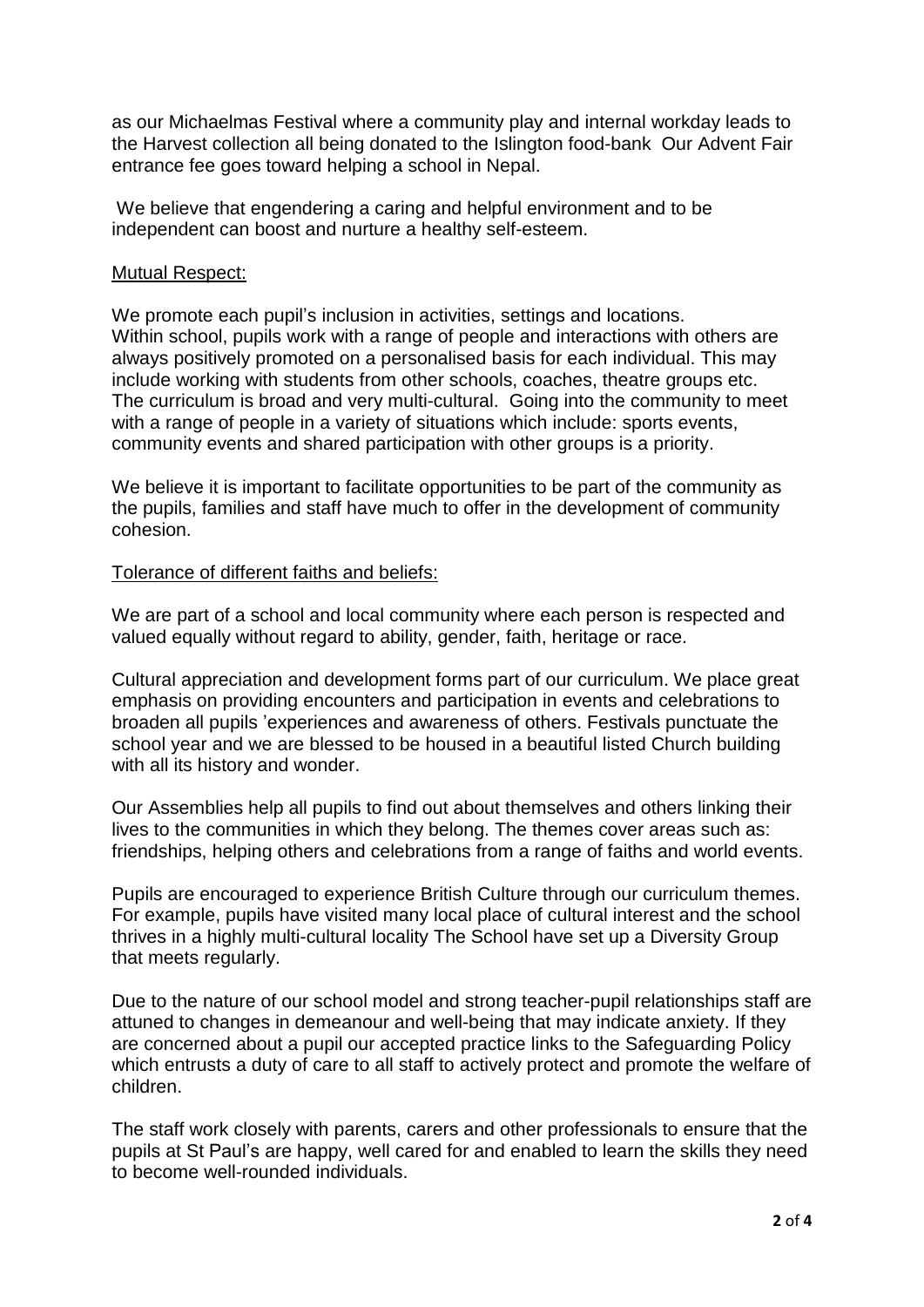as our Michaelmas Festival where a community play and internal workday leads to the Harvest collection all being donated to the Islington food-bank Our Advent Fair entrance fee goes toward helping a school in Nepal.

We believe that engendering a caring and helpful environment and to be independent can boost and nurture a healthy self-esteem.

<u>Mutual Respect:</u>

We promote each pupil's inclusion in activities, settings and locations.
Within school, pupils work with a range of people and interactions with others are always positively promoted on a personalised basis for each individual. This may include working with students from other schools, coaches, theatre groups etc.
The curriculum is broad and very multi-cultural. Going into the community to meet with a range of people in a variety of situations which include: sports events, community events and shared participation with other groups is a priority.

We believe it is important to facilitate opportunities to be part of the community as the pupils, families and staff have much to offer in the development of community cohesion.

<u>Tolerance of different faiths and beliefs:</u>

We are part of a school and local community where each person is respected and valued equally without regard to ability, gender, faith, heritage or race.

Cultural appreciation and development forms part of our curriculum. We place great emphasis on providing encounters and participation in events and celebrations to broaden all pupils 'experiences and awareness of others. Festivals punctuate the school year and we are blessed to be housed in a beautiful listed Church building with all its history and wonder.

Our Assemblies help all pupils to find out about themselves and others linking their lives to the communities in which they belong. The themes cover areas such as: friendships, helping others and celebrations from a range of faiths and world events.

Pupils are encouraged to experience British Culture through our curriculum themes. For example, pupils have visited many local place of cultural interest and the school thrives in a highly multi-cultural locality The School have set up a Diversity Group that meets regularly.

Due to the nature of our school model and strong teacher-pupil relationships staff are attuned to changes in demeanour and well-being that may indicate anxiety. If they are concerned about a pupil our accepted practice links to the Safeguarding Policy which entrusts a duty of care to all staff to actively protect and promote the welfare of children.

The staff work closely with parents, carers and other professionals to ensure that the pupils at St Paul's are happy, well cared for and enabled to learn the skills they need to become well-rounded individuals.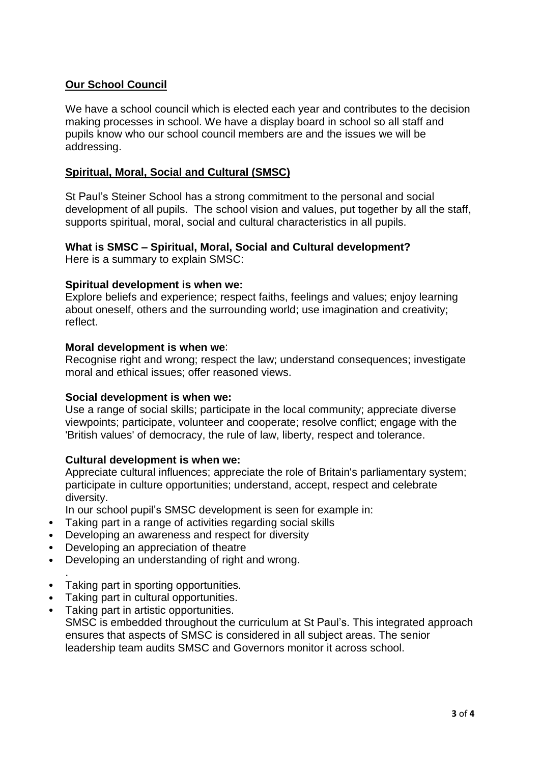## Our School Council

We have a school council which is elected each year and contributes to the decision making processes in school. We have a display board in school so all staff and pupils know who our school council members are and the issues we will be addressing.

## Spiritual, Moral, Social and Cultural (SMSC)

St Paul's Steiner School has a strong commitment to the personal and social development of all pupils. The school vision and values, put together by all the staff, supports spiritual, moral, social and cultural characteristics in all pupils.

### What is SMSC – Spiritual, Moral, Social and Cultural development?

Here is a summary to explain SMSC:

**Spiritual development is when we:**
Explore beliefs and experience; respect faiths, feelings and values; enjoy learning about oneself, others and the surrounding world; use imagination and creativity; reflect.

**Moral development is when we**:
Recognise right and wrong; respect the law; understand consequences; investigate moral and ethical issues; offer reasoned views.

**Social development is when we:**
Use a range of social skills; participate in the local community; appreciate diverse viewpoints; participate, volunteer and cooperate; resolve conflict; engage with the 'British values' of democracy, the rule of law, liberty, respect and tolerance.

**Cultural development is when we:**
Appreciate cultural influences; appreciate the role of Britain's parliamentary system; participate in culture opportunities; understand, accept, respect and celebrate diversity.

In our school pupil's SMSC development is seen for example in:

- Taking part in a range of activities regarding social skills
- Developing an awareness and respect for diversity
- Developing an appreciation of theatre
- Developing an understanding of right and wrong.

.

- Taking part in sporting opportunities.
- Taking part in cultural opportunities.
- Taking part in artistic opportunities.

SMSC is embedded throughout the curriculum at St Paul's. This integrated approach ensures that aspects of SMSC is considered in all subject areas. The senior leadership team audits SMSC and Governors monitor it across school.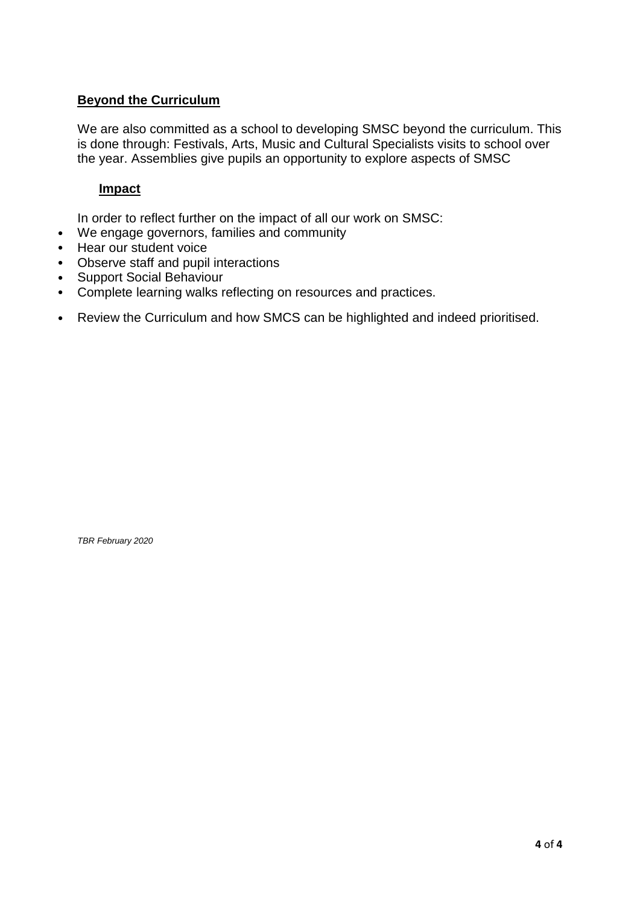## **Beyond the Curriculum**

We are also committed as a school to developing SMSC beyond the curriculum. This is done through: Festivals, Arts, Music and Cultural Specialists visits to school over the year. Assemblies give pupils an opportunity to explore aspects of SMSC

### **Impact**

In order to reflect further on the impact of all our work on SMSC:

- We engage governors, families and community
- Hear our student voice
- Observe staff and pupil interactions
- Support Social Behaviour
- Complete learning walks reflecting on resources and practices.
- Review the Curriculum and how SMCS can be highlighted and indeed prioritised.

*TBR February 2020*